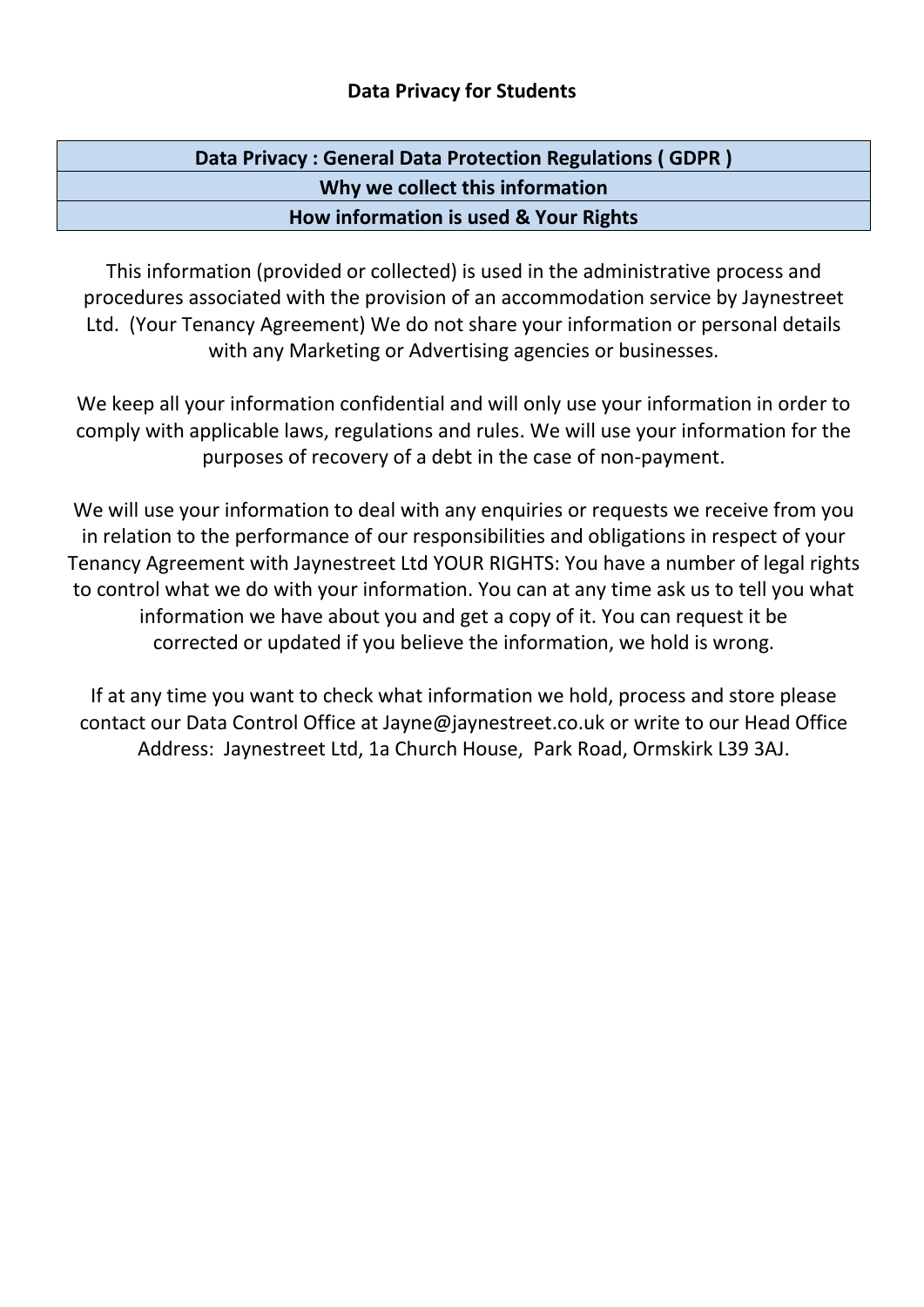**Data Privacy for Students**

| Data Privacy : General Data Protection Regulations ( GDPR ) |
| --- |
| Why we collect this information |
| How information is used & Your Rights |

This information (provided or collected) is used in the administrative process and procedures associated with the provision of an accommodation service by Jaynestreet Ltd. (Your Tenancy Agreement) We do not share your information or personal details with any Marketing or Advertising agencies or businesses.

We keep all your information confidential and will only use your information in order to comply with applicable laws, regulations and rules. We will use your information for the purposes of recovery of a debt in the case of non-payment.

We will use your information to deal with any enquiries or requests we receive from you in relation to the performance of our responsibilities and obligations in respect of your Tenancy Agreement with Jaynestreet Ltd YOUR RIGHTS: You have a number of legal rights to control what we do with your information. You can at any time ask us to tell you what information we have about you and get a copy of it. You can request it be corrected or updated if you believe the information, we hold is wrong.

If at any time you want to check what information we hold, process and store please contact our Data Control Office at Jayne@jaynestreet.co.uk or write to our Head Office Address: Jaynestreet Ltd, 1a Church House, Park Road, Ormskirk L39 3AJ.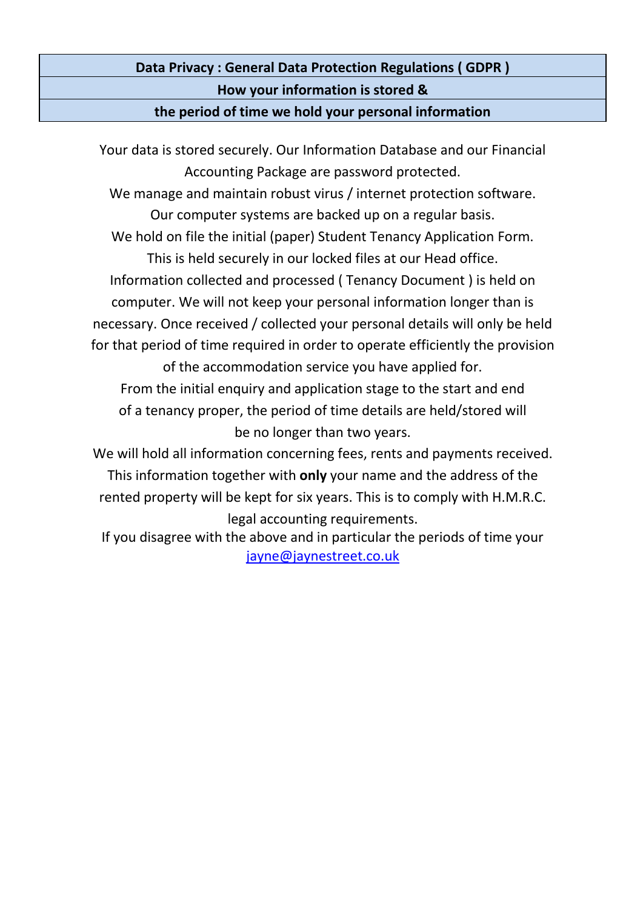**Data Privacy : General Data Protection Regulations ( GDPR )**

**How your information is stored &**

**the period of time we hold your personal information**

Your data is stored securely. Our Information Database and our Financial Accounting Package are password protected.
We manage and maintain robust virus / internet protection software.
Our computer systems are backed up on a regular basis.
We hold on file the initial (paper) Student Tenancy Application Form.
This is held securely in our locked files at our Head office.
Information collected and processed ( Tenancy Document ) is held on computer. We will not keep your personal information longer than is necessary. Once received / collected your personal details will only be held for that period of time required in order to operate efficiently the provision of the accommodation service you have applied for.
From the initial enquiry and application stage to the start and end of a tenancy proper, the period of time details are held/stored will be no longer than two years.
We will hold all information concerning fees, rents and payments received.
This information together with **only** your name and the address of the rented property will be kept for six years. This is to comply with H.M.R.C. legal accounting requirements.
If you disagree with the above and in particular the periods of time your
jayne@jaynestreet.co.uk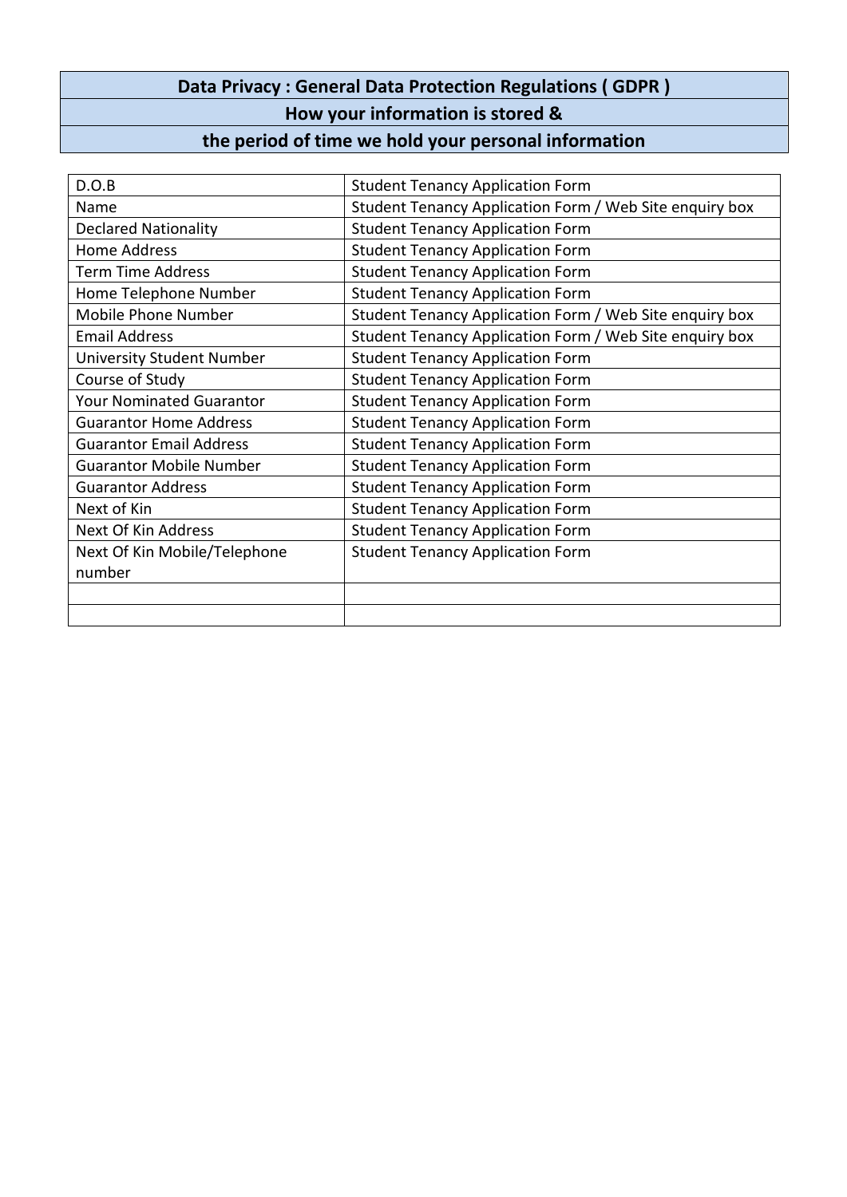## Data Privacy : General Data Protection Regulations ( GDPR )
## How your information is stored &
## the period of time we hold your personal information

| | |
|---|---|
| D.O.B | Student Tenancy Application Form |
| Name | Student Tenancy Application Form / Web Site enquiry box |
| Declared Nationality | Student Tenancy Application Form |
| Home Address | Student Tenancy Application Form |
| Term Time Address | Student Tenancy Application Form |
| Home Telephone Number | Student Tenancy Application Form |
| Mobile Phone Number | Student Tenancy Application Form / Web Site enquiry box |
| Email Address | Student Tenancy Application Form / Web Site enquiry box |
| University Student Number | Student Tenancy Application Form |
| Course of Study | Student Tenancy Application Form |
| Your Nominated Guarantor | Student Tenancy Application Form |
| Guarantor Home Address | Student Tenancy Application Form |
| Guarantor Email Address | Student Tenancy Application Form |
| Guarantor Mobile Number | Student Tenancy Application Form |
| Guarantor Address | Student Tenancy Application Form |
| Next of Kin | Student Tenancy Application Form |
| Next Of Kin Address | Student Tenancy Application Form |
| Next Of Kin Mobile/Telephone number | Student Tenancy Application Form |
| | |
| | |